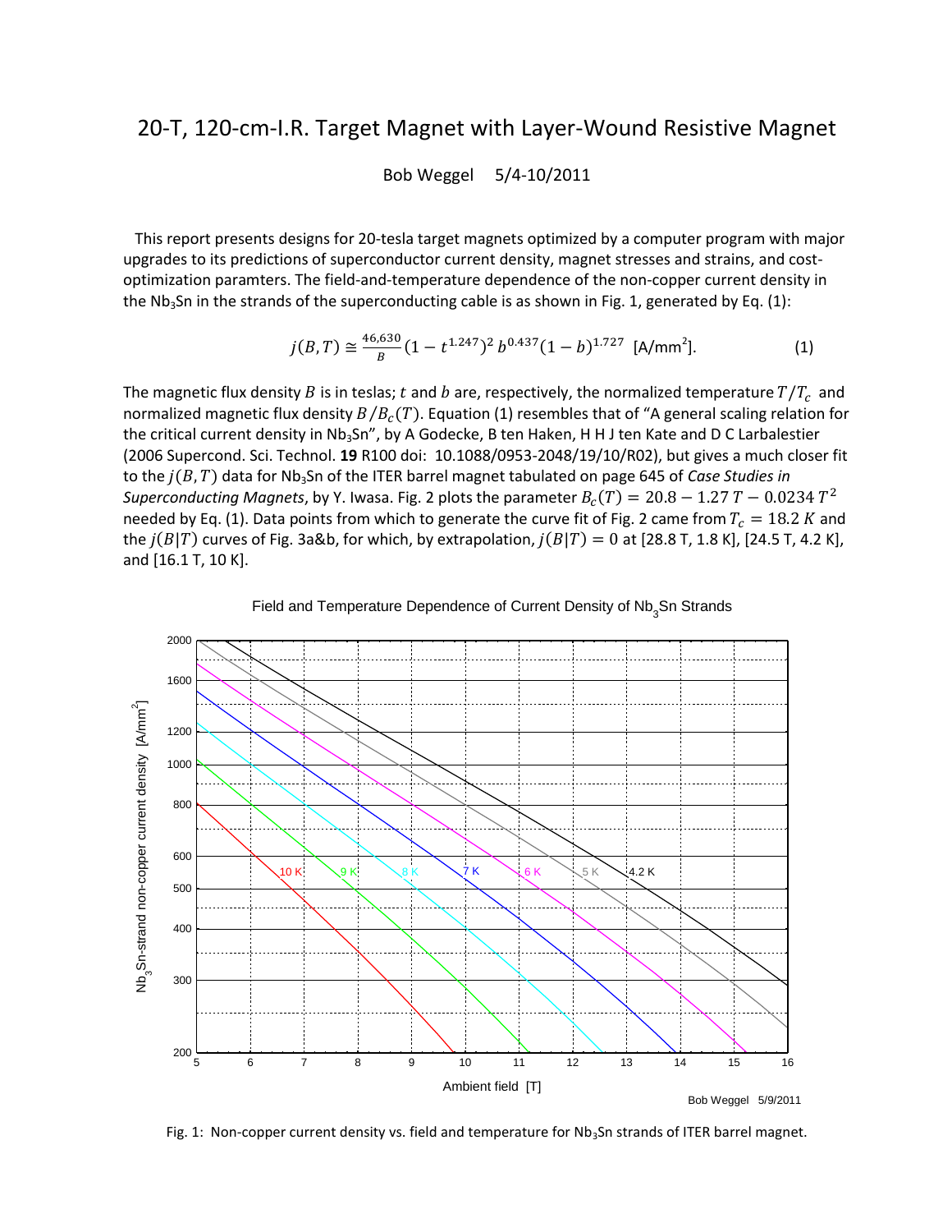# 20-T, 120-cm-I.R. Target Magnet with Layer-Wound Resistive Magnet

Bob Weggel 5/4-10/2011

This report presents designs for 20-tesla target magnets optimized by a computer program with major upgrades to its predictions of superconductor current density, magnet stresses and strains, and cost-optimization paramters. The field-and-temperature dependence of the non-copper current density in the $Nb_3Sn$ in the strands of the superconducting cable is as shown in Fig. 1, generated by Eq. (1):

$$j(B,T) \cong \frac{46{,}630}{B}(1-t^{1.247})^2\, b^{0.437}(1-b)^{1.727} \ \ [\text{A/mm}^2]. \qquad (1)$$

The magnetic flux density $B$ is in teslas; $t$ and $b$ are, respectively, the normalized temperature $T/T_c$ and normalized magnetic flux density $B/B_c(T)$. Equation (1) resembles that of "A general scaling relation for the critical current density in $Nb_3Sn$", by A Godecke, B ten Haken, H H J ten Kate and D C Larbalestier (2006 Supercond. Sci. Technol. **19** R100 doi: 10.1088/0953-2048/19/10/R02), but gives a much closer fit to the $j(B,T)$ data for $Nb_3Sn$ of the ITER barrel magnet tabulated on page 645 of *Case Studies in Superconducting Magnets*, by Y. Iwasa. Fig. 2 plots the parameter $B_c(T) = 20.8 - 1.27\,T - 0.0234\,T^2$ needed by Eq. (1). Data points from which to generate the curve fit of Fig. 2 came from $T_c = 18.2\ K$ and the $j(B|T)$ curves of Fig. 3a&b, for which, by extrapolation, $j(B|T) = 0$ at [28.8 T, 1.8 K], [24.5 T, 4.2 K], and [16.1 T, 10 K].

Fig. 1: Non-copper current density vs. field and temperature for $Nb_3Sn$ strands of ITER barrel magnet.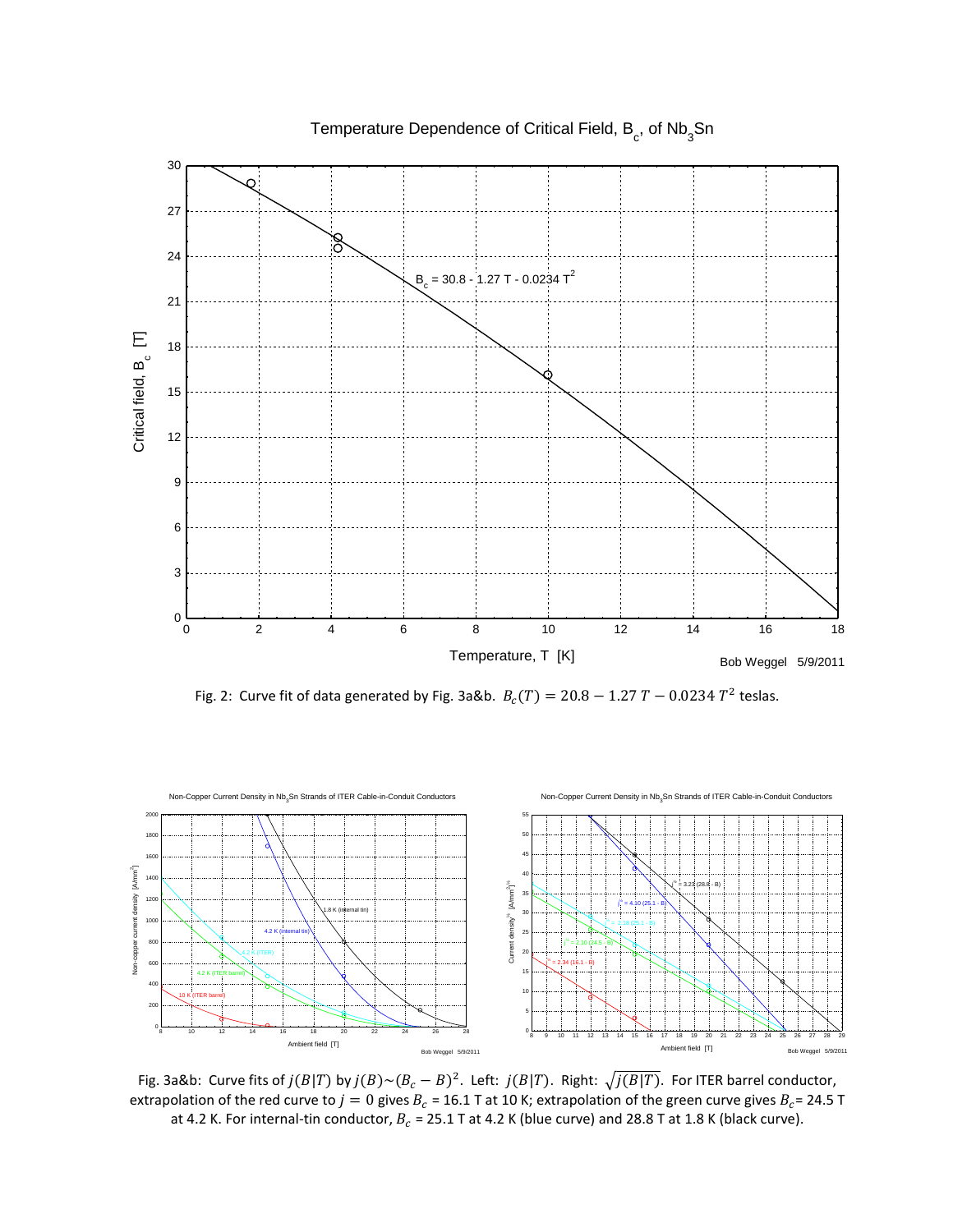Fig. 2: Curve fit of data generated by Fig. 3a&b. $B_c(T) = 20.8 - 1.27\ T - 0.0234\ T^2$ teslas.

Fig. 3a&b: Curve fits of $j(B|T)$ by $j(B) \sim (B_c - B)^2$. Left: $j(B|T)$. Right: $\sqrt{j(B|T)}$. For ITER barrel conductor, extrapolation of the red curve to $j = 0$ gives $B_c$ = 16.1 T at 10 K; extrapolation of the green curve gives $B_c$ = 24.5 T at 4.2 K. For internal-tin conductor, $B_c$ = 25.1 T at 4.2 K (blue curve) and 28.8 T at 1.8 K (black curve).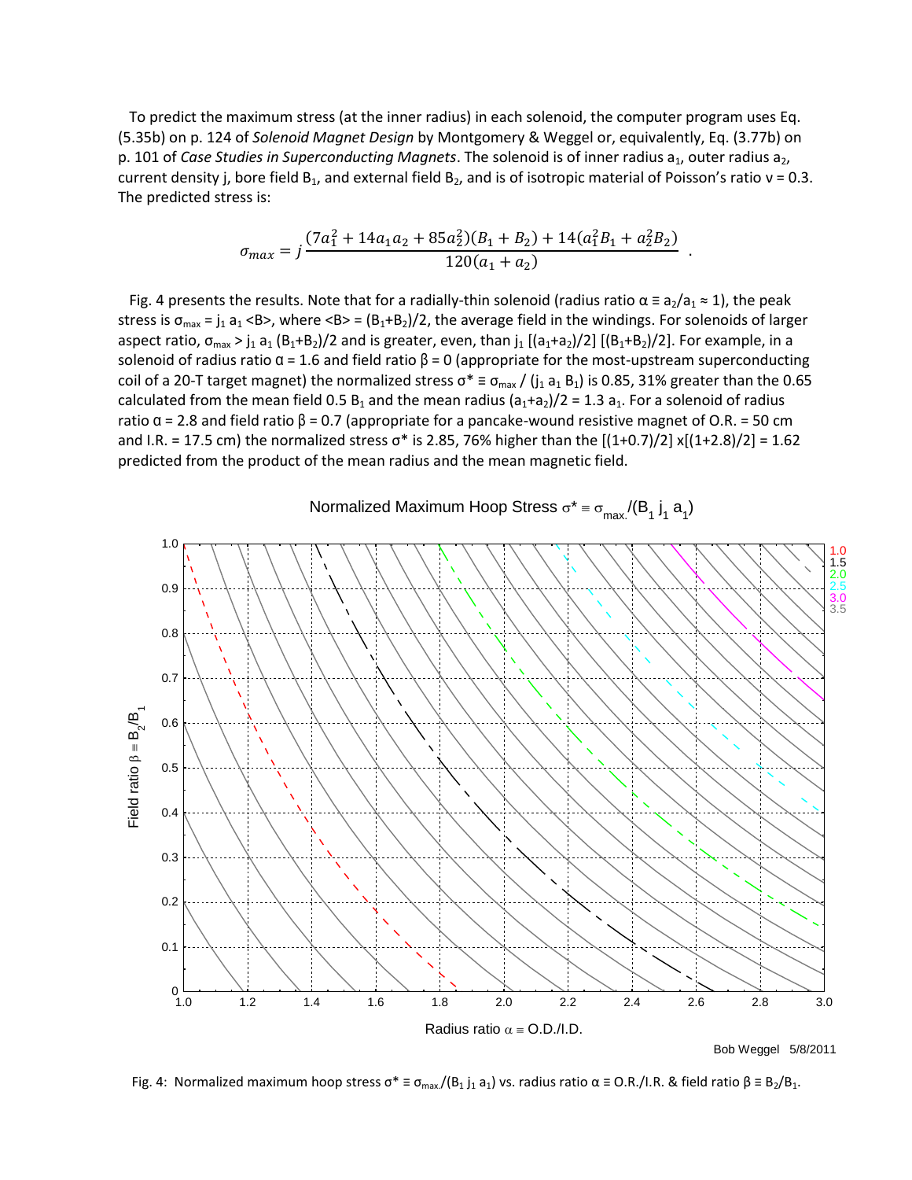To predict the maximum stress (at the inner radius) in each solenoid, the computer program uses Eq. (5.35b) on p. 124 of *Solenoid Magnet Design* by Montgomery & Weggel or, equivalently, Eq. (3.77b) on p. 101 of *Case Studies in Superconducting Magnets*. The solenoid is of inner radius $a_1$, outer radius $a_2$, current density j, bore field $B_1$, and external field $B_2$, and is of isotropic material of Poisson's ratio ν = 0.3. The predicted stress is:

$$\sigma_{max} = j\,\frac{(7a_1^2 + 14a_1a_2 + 85a_2^2)(B_1 + B_2) + 14(a_1^2B_1 + a_2^2B_2)}{120(a_1 + a_2)} \quad .$$

Fig. 4 presents the results. Note that for a radially-thin solenoid (radius ratio $\alpha \equiv a_2/a_1 \approx 1$), the peak stress is $\sigma_{max} = j_1\, a_1 \langle B \rangle$, where $\langle B \rangle = (B_1+B_2)/2$, the average field in the windings. For solenoids of larger aspect ratio, $\sigma_{max} > j_1\, a_1\, (B_1+B_2)/2$ and is greater, even, than $j_1\, [(a_1+a_2)/2]\, [(B_1+B_2)/2]$. For example, in a solenoid of radius ratio α = 1.6 and field ratio β = 0 (appropriate for the most-upstream superconducting coil of a 20-T target magnet) the normalized stress $\sigma^* \equiv \sigma_{max} / (j_1\, a_1\, B_1)$ is 0.85, 31% greater than the 0.65 calculated from the mean field $0.5\, B_1$ and the mean radius $(a_1+a_2)/2 = 1.3\, a_1$. For a solenoid of radius ratio α = 2.8 and field ratio β = 0.7 (appropriate for a pancake-wound resistive magnet of O.R. = 50 cm and I.R. = 17.5 cm) the normalized stress σ* is 2.85, 76% higher than the [(1+0.7)/2] x[(1+2.8)/2] = 1.62 predicted from the product of the mean radius and the mean magnetic field.

Fig. 4: Normalized maximum hoop stress $\sigma^* \equiv \sigma_{max.}/(B_1\, j_1\, a_1)$ vs. radius ratio α ≡ O.R./I.R. & field ratio $\beta \equiv B_2/B_1$.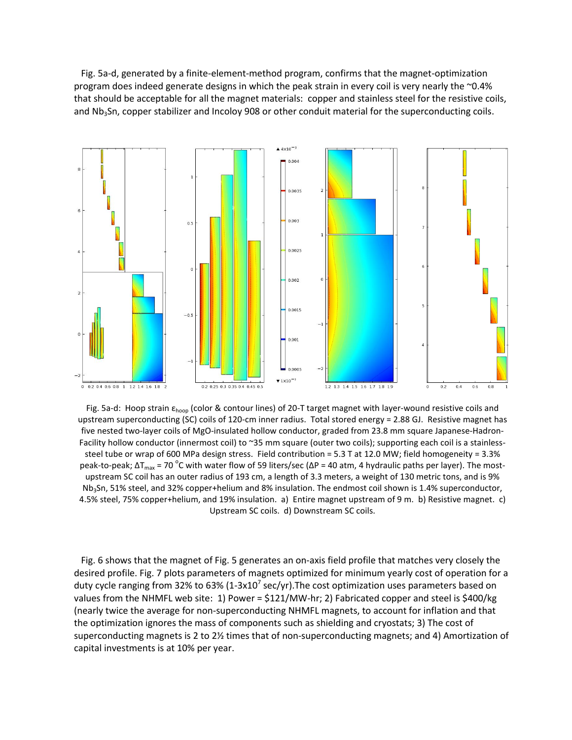Fig. 5a-d, generated by a finite-element-method program, confirms that the magnet-optimization program does indeed generate designs in which the peak strain in every coil is very nearly the ~0.4% that should be acceptable for all the magnet materials: copper and stainless steel for the resistive coils, and $Nb_3Sn$, copper stabilizer and Incoloy 908 or other conduit material for the superconducting coils.

Fig. 5a-d: Hoop strain $\varepsilon_{hoop}$ (color & contour lines) of 20-T target magnet with layer-wound resistive coils and upstream superconducting (SC) coils of 120-cm inner radius. Total stored energy = 2.88 GJ. Resistive magnet has five nested two-layer coils of MgO-insulated hollow conductor, graded from 23.8 mm square Japanese-Hadron-Facility hollow conductor (innermost coil) to ~35 mm square (outer two coils); supporting each coil is a stainless-steel tube or wrap of 600 MPa design stress. Field contribution = 5.3 T at 12.0 MW; field homogeneity = 3.3% peak-to-peak; $\Delta T_{max}$ = 70 °C with water flow of 59 liters/sec ($\Delta P$ = 40 atm, 4 hydraulic paths per layer). The most-upstream SC coil has an outer radius of 193 cm, a length of 3.3 meters, a weight of 130 metric tons, and is 9% $Nb_3Sn$, 51% steel, and 32% copper+helium and 8% insulation. The endmost coil shown is 1.4% superconductor, 4.5% steel, 75% copper+helium, and 19% insulation. a) Entire magnet upstream of 9 m. b) Resistive magnet. c) Upstream SC coils. d) Downstream SC coils.

Fig. 6 shows that the magnet of Fig. 5 generates an on-axis field profile that matches very closely the desired profile. Fig. 7 plots parameters of magnets optimized for minimum yearly cost of operation for a duty cycle ranging from 32% to 63% (1-3x$10^7$ sec/yr).The cost optimization uses parameters based on values from the NHMFL web site: 1) Power = \$121/MW-hr; 2) Fabricated copper and steel is \$400/kg (nearly twice the average for non-superconducting NHMFL magnets, to account for inflation and that the optimization ignores the mass of components such as shielding and cryostats; 3) The cost of superconducting magnets is 2 to 2½ times that of non-superconducting magnets; and 4) Amortization of capital investments is at 10% per year.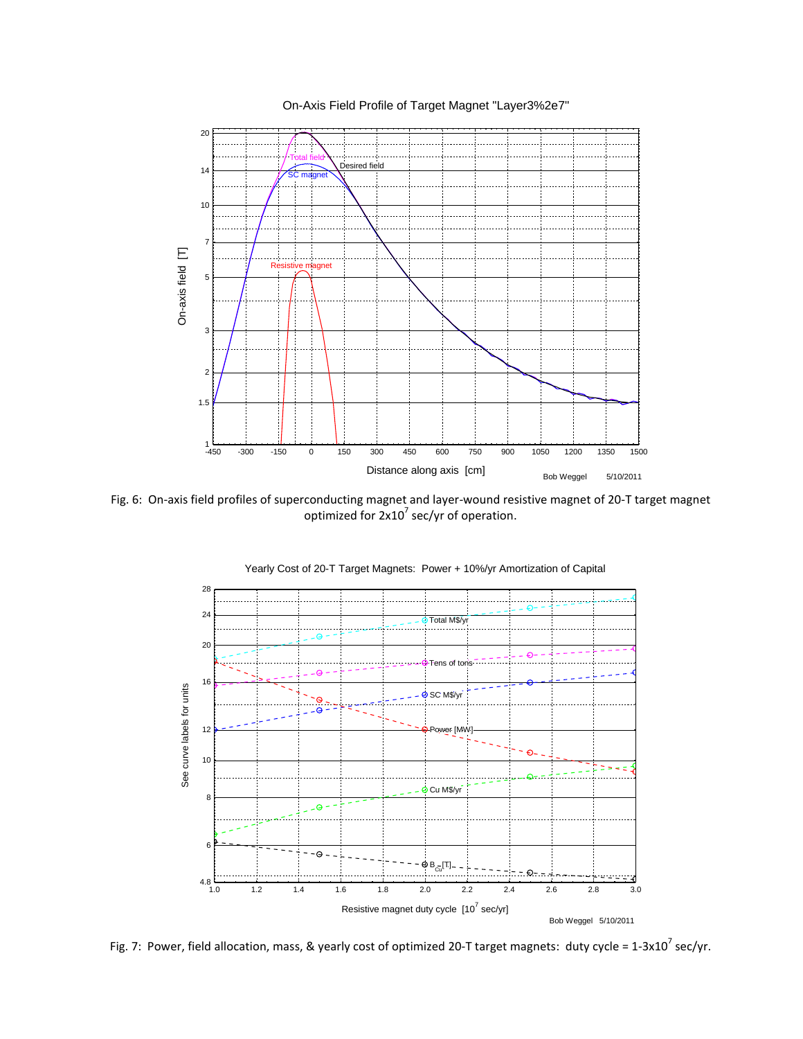Fig. 6: On-axis field profiles of superconducting magnet and layer-wound resistive magnet of 20-T target magnet optimized for $2x10^7$ sec/yr of operation.

Fig. 7: Power, field allocation, mass, & yearly cost of optimized 20-T target magnets: duty cycle = $1\text{-}3x10^7$ sec/yr.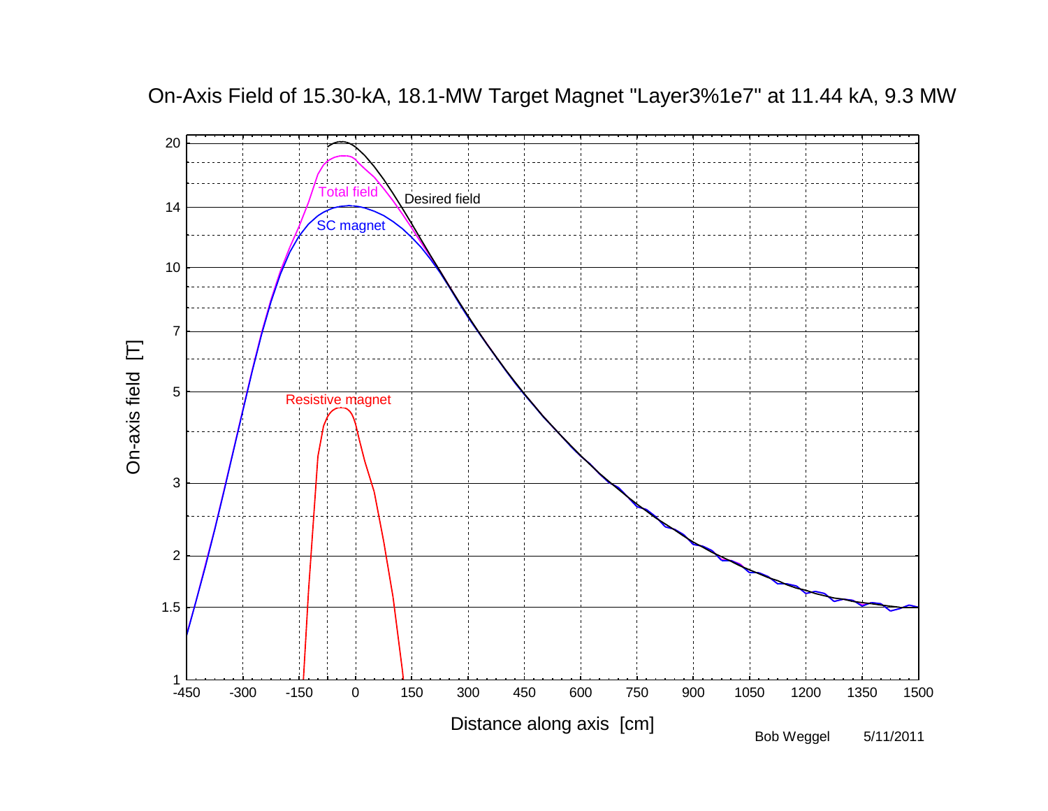On-Axis Field of 15.30-kA, 18.1-MW Target Magnet "Layer3%1e7" at 11.44 kA, 9.3 MW

On-axis field [T]

20
14
10
7
5
3
2
1.5
1

Total field

Desired field

SC magnet

Resistive magnet

-450 -300 -150 0 150 300 450 600 750 900 1050 1200 1350 1500

Distance along axis [cm]

Bob Weggel 5/11/2011